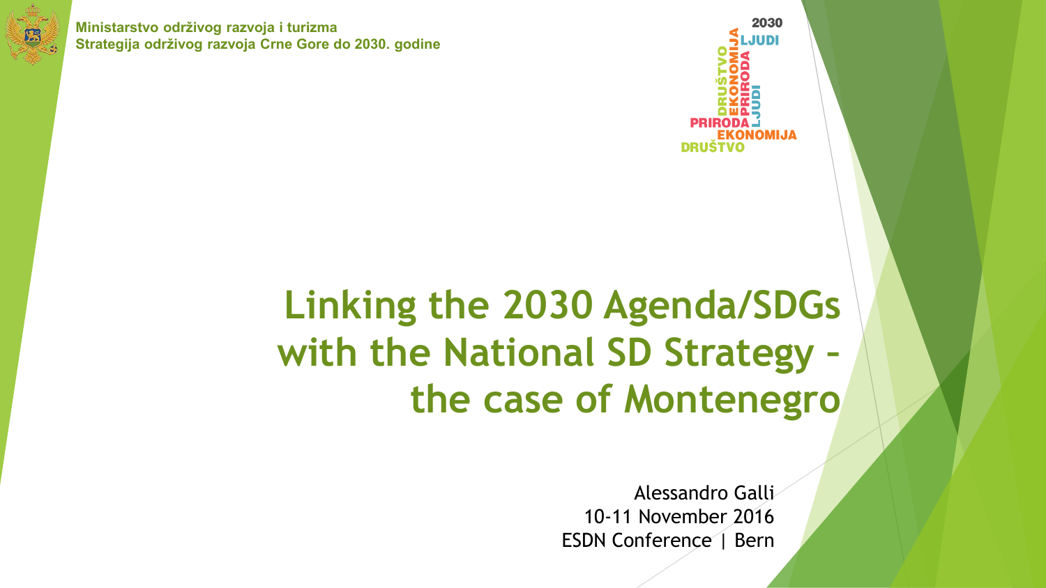Ministarstvo održivog razvoja i turizma
Strategija održivog razvoja Crne Gore do 2030. godine

2030
LJUDI
DRUŠTVO EKONOMIJA PRIRODA LJUDI
PRIRODA
EKONOMIJA
DRUŠTVO

# Linking the 2030 Agenda/SDGs with the National SD Strategy – the case of Montenegro

Alessandro Galli
10-11 November 2016
ESDN Conference | Bern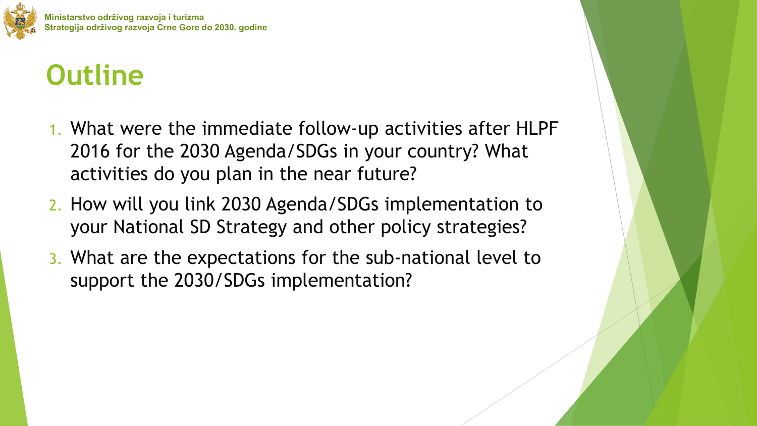# Outline

1. What were the immediate follow-up activities after HLPF 2016 for the 2030 Agenda/SDGs in your country? What activities do you plan in the near future?
2. How will you link 2030 Agenda/SDGs implementation to your National SD Strategy and other policy strategies?
3. What are the expectations for the sub-national level to support the 2030/SDGs implementation?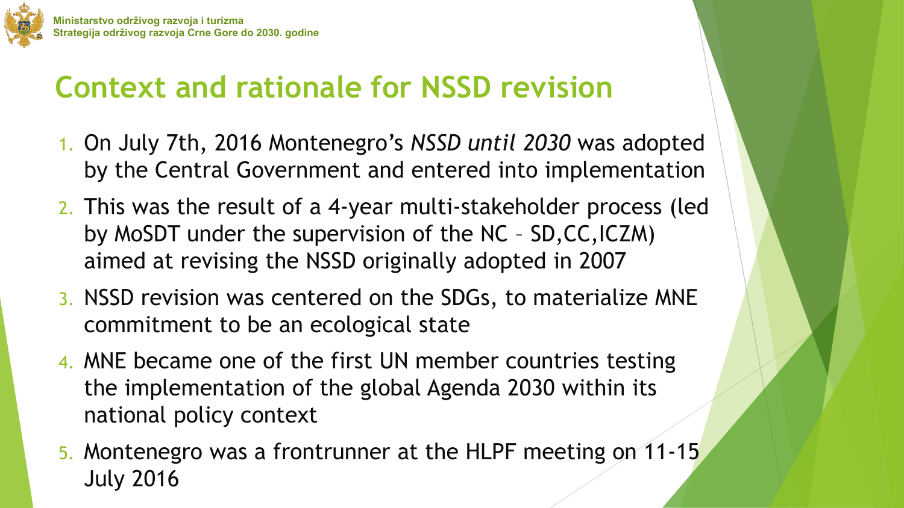# Context and rationale for NSSD revision

1. On July 7th, 2016 Montenegro's *NSSD until 2030* was adopted by the Central Government and entered into implementation
2. This was the result of a 4-year multi-stakeholder process (led by MoSDT under the supervision of the NC – SD,CC,ICZM) aimed at revising the NSSD originally adopted in 2007
3. NSSD revision was centered on the SDGs, to materialize MNE commitment to be an ecological state
4. MNE became one of the first UN member countries testing the implementation of the global Agenda 2030 within its national policy context
5. Montenegro was a frontrunner at the HLPF meeting on 11-15 July 2016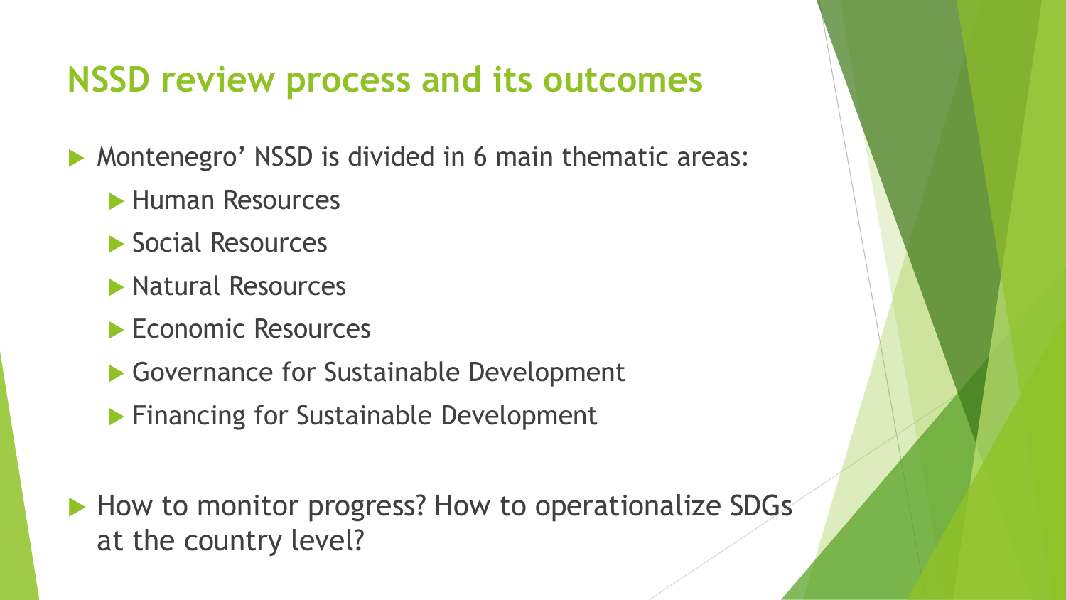# NSSD review process and its outcomes

- Montenegro’ NSSD is divided in 6 main thematic areas:
  - Human Resources
  - Social Resources
  - Natural Resources
  - Economic Resources
  - Governance for Sustainable Development
  - Financing for Sustainable Development

- How to monitor progress? How to operationalize SDGs at the country level?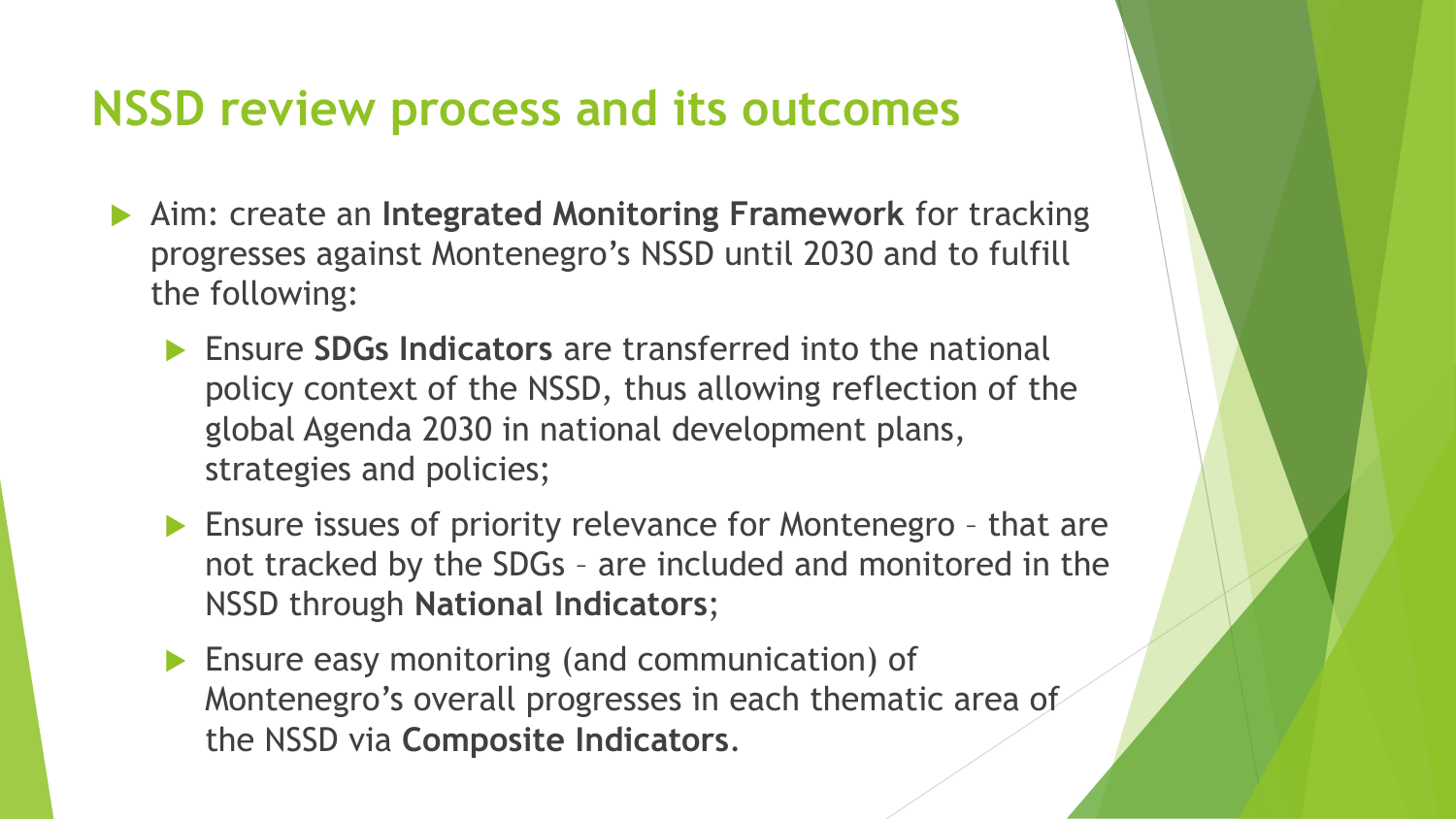# NSSD review process and its outcomes

- Aim: create an **Integrated Monitoring Framework** for tracking progresses against Montenegro's NSSD until 2030 and to fulfill the following:
  - Ensure **SDGs Indicators** are transferred into the national policy context of the NSSD, thus allowing reflection of the global Agenda 2030 in national development plans, strategies and policies;
  - Ensure issues of priority relevance for Montenegro – that are not tracked by the SDGs – are included and monitored in the NSSD through **National Indicators**;
  - Ensure easy monitoring (and communication) of Montenegro's overall progresses in each thematic area of the NSSD via **Composite Indicators**.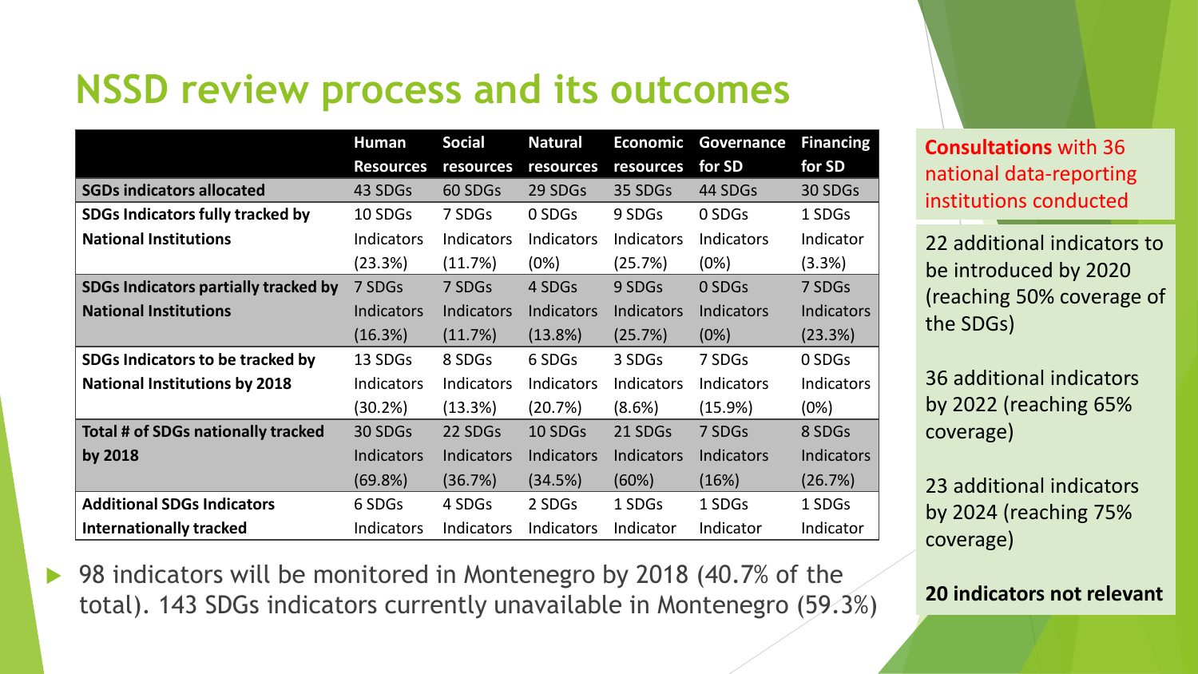# NSSD review process and its outcomes

| | Human Resources | Social resources | Natural resources | Economic resources | Governance for SD | Financing for SD |
|---|---|---|---|---|---|---|
| **SGDs indicators allocated** | 43 SDGs | 60 SDGs | 29 SDGs | 35 SDGs | 44 SDGs | 30 SDGs |
| **SDGs Indicators fully tracked by National Institutions** | 10 SDGs Indicators (23.3%) | 7 SDGs Indicators (11.7%) | 0 SDGs Indicators (0%) | 9 SDGs Indicators (25.7%) | 0 SDGs Indicators (0%) | 1 SDGs Indicator (3.3%) |
| **SDGs Indicators partially tracked by National Institutions** | 7 SDGs Indicators (16.3%) | 7 SDGs Indicators (11.7%) | 4 SDGs Indicators (13.8%) | 9 SDGs Indicators (25.7%) | 0 SDGs Indicators (0%) | 7 SDGs Indicators (23.3%) |
| **SDGs Indicators to be tracked by National Institutions by 2018** | 13 SDGs Indicators (30.2%) | 8 SDGs Indicators (13.3%) | 6 SDGs Indicators (20.7%) | 3 SDGs Indicators (8.6%) | 7 SDGs Indicators (15.9%) | 0 SDGs Indicators (0%) |
| **Total # of SDGs nationally tracked by 2018** | 30 SDGs Indicators (69.8%) | 22 SDGs Indicators (36.7%) | 10 SDGs Indicators (34.5%) | 21 SDGs Indicators (60%) | 7 SDGs Indicators (16%) | 8 SDGs Indicators (26.7%) |
| **Additional SDGs Indicators Internationally tracked** | 6 SDGs Indicators | 4 SDGs Indicators | 2 SDGs Indicators | 1 SDGs Indicator | 1 SDGs Indicator | 1 SDGs Indicator |

- 98 indicators will be monitored in Montenegro by 2018 (40.7% of the total). 143 SDGs indicators currently unavailable in Montenegro (59.3%)

**Consultations** with 36 national data-reporting institutions conducted

22 additional indicators to be introduced by 2020 (reaching 50% coverage of the SDGs)

36 additional indicators by 2022 (reaching 65% coverage)

23 additional indicators by 2024 (reaching 75% coverage)

**20 indicators not relevant**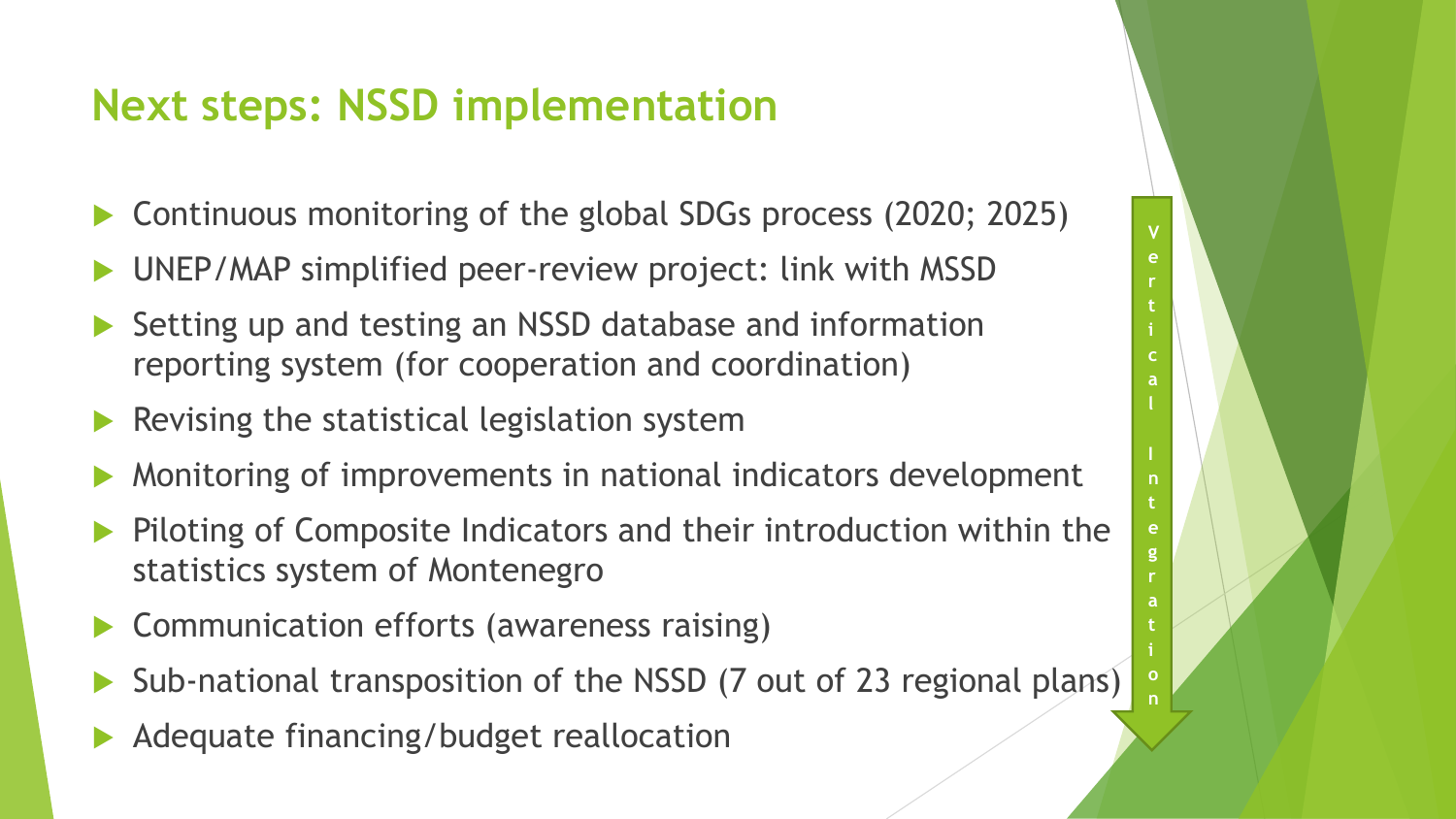## Next steps: NSSD implementation

- Continuous monitoring of the global SDGs process (2020; 2025)
- UNEP/MAP simplified peer-review project: link with MSSD
- Setting up and testing an NSSD database and information reporting system (for cooperation and coordination)
- Revising the statistical legislation system
- Monitoring of improvements in national indicators development
- Piloting of Composite Indicators and their introduction within the statistics system of Montenegro
- Communication efforts (awareness raising)
- Sub-national transposition of the NSSD (7 out of 23 regional plans)
- Adequate financing/budget reallocation

Vertical Integration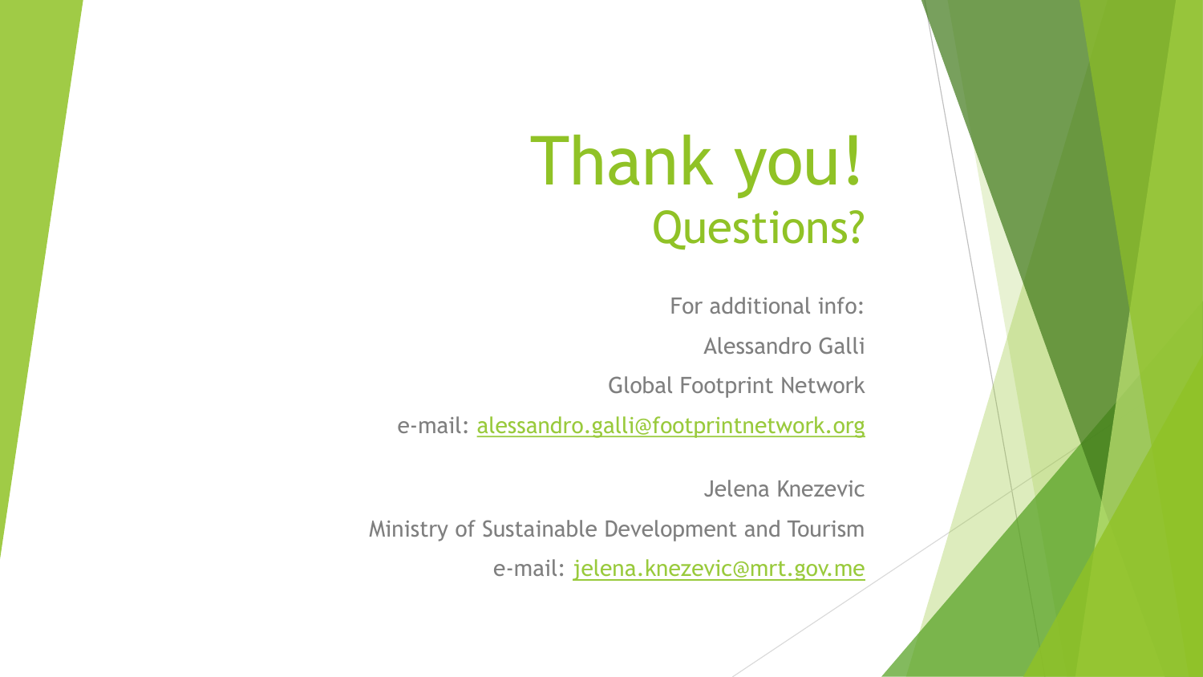# Thank you!

## Questions?

For additional info:

Alessandro Galli

Global Footprint Network

e-mail: alessandro.galli@footprintnetwork.org

Jelena Knezevic

Ministry of Sustainable Development and Tourism

e-mail: jelena.knezevic@mrt.gov.me